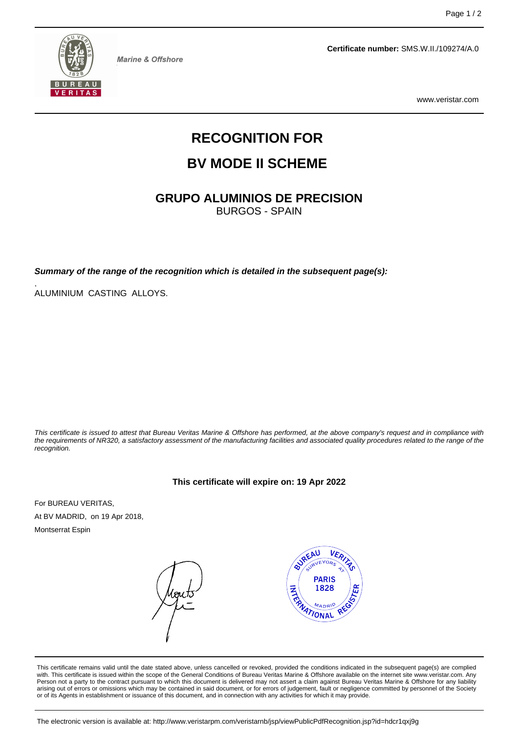Marine & Offshore

**Certificate number:** SMS.W.II./109274/A.0

www.veristar.com

# RECOGNITION FOR

# BV MODE II SCHEME

## GRUPO ALUMINIOS DE PRECISION

BURGOS - SPAIN

***Summary of the range of the recognition which is detailed in the subsequent page(s):***

ALUMINIUM CASTING ALLOYS.

*This certificate is issued to attest that Bureau Veritas Marine & Offshore has performed, at the above company's request and in compliance with the requirements of NR320, a satisfactory assessment of the manufacturing facilities and associated quality procedures related to the range of the recognition.*

**This certificate will expire on: 19 Apr 2022**

For BUREAU VERITAS,
At BV MADRID, on 19 Apr 2018,
Montserrat Espin

This certificate remains valid until the date stated above, unless cancelled or revoked, provided the conditions indicated in the subsequent page(s) are complied with. This certificate is issued within the scope of the General Conditions of Bureau Veritas Marine & Offshore available on the internet site www.veristar.com. Any Person not a party to the contract pursuant to which this document is delivered may not assert a claim against Bureau Veritas Marine & Offshore for any liability arising out of errors or omissions which may be contained in said document, or for errors of judgement, fault or negligence committed by personnel of the Society or of its Agents in establishment or issuance of this document, and in connection with any activities for which it may provide.

The electronic version is available at: http://www.veristarpm.com/veristarnb/jsp/viewPublicPdfRecognition.jsp?id=hdcr1qxj9g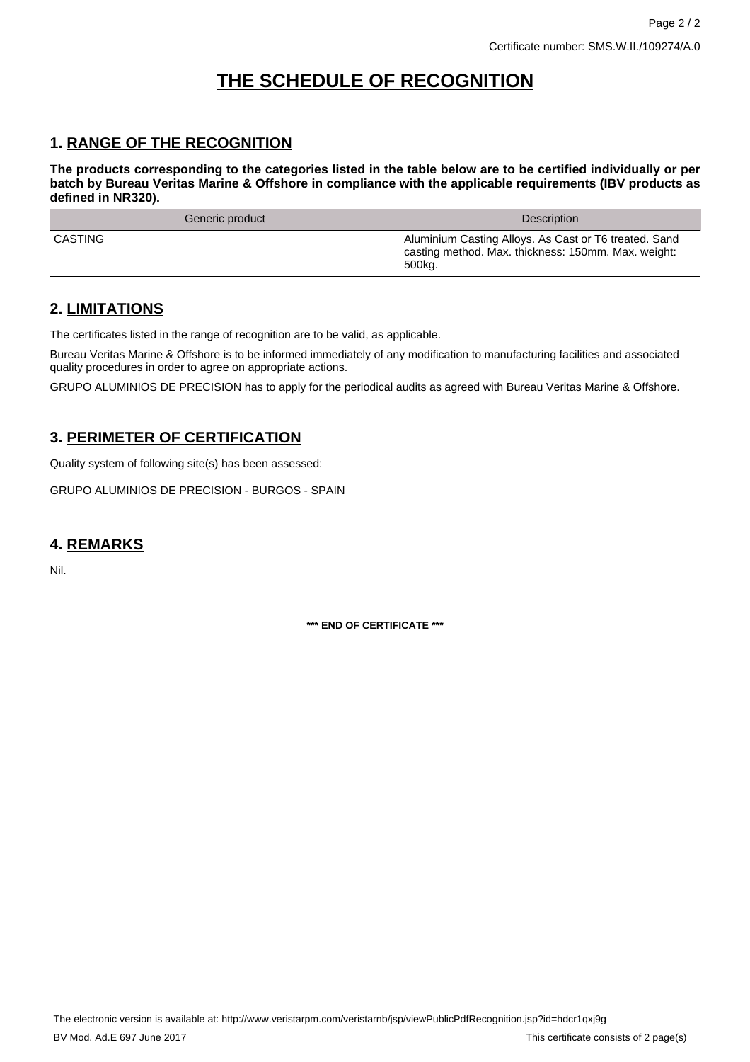Certificate number: SMS.W.II./109274/A.0

# THE SCHEDULE OF RECOGNITION

## 1. RANGE OF THE RECOGNITION

**The products corresponding to the categories listed in the table below are to be certified individually or per batch by Bureau Veritas Marine & Offshore in compliance with the applicable requirements (IBV products as defined in NR320).**

| Generic product | Description |
|---|---|
| CASTING | Aluminium Casting Alloys. As Cast or T6 treated. Sand casting method. Max. thickness: 150mm. Max. weight: 500kg. |

## 2. LIMITATIONS

The certificates listed in the range of recognition are to be valid, as applicable.

Bureau Veritas Marine & Offshore is to be informed immediately of any modification to manufacturing facilities and associated quality procedures in order to agree on appropriate actions.

GRUPO ALUMINIOS DE PRECISION has to apply for the periodical audits as agreed with Bureau Veritas Marine & Offshore.

## 3. PERIMETER OF CERTIFICATION

Quality system of following site(s) has been assessed:

GRUPO ALUMINIOS DE PRECISION - BURGOS - SPAIN

## 4. REMARKS

Nil.

**\*\*\* END OF CERTIFICATE \*\*\***

The electronic version is available at: http://www.veristarpm.com/veristarnb/jsp/viewPublicPdfRecognition.jsp?id=hdcr1qxj9g

BV Mod. Ad.E 697 June 2017

This certificate consists of 2 page(s)